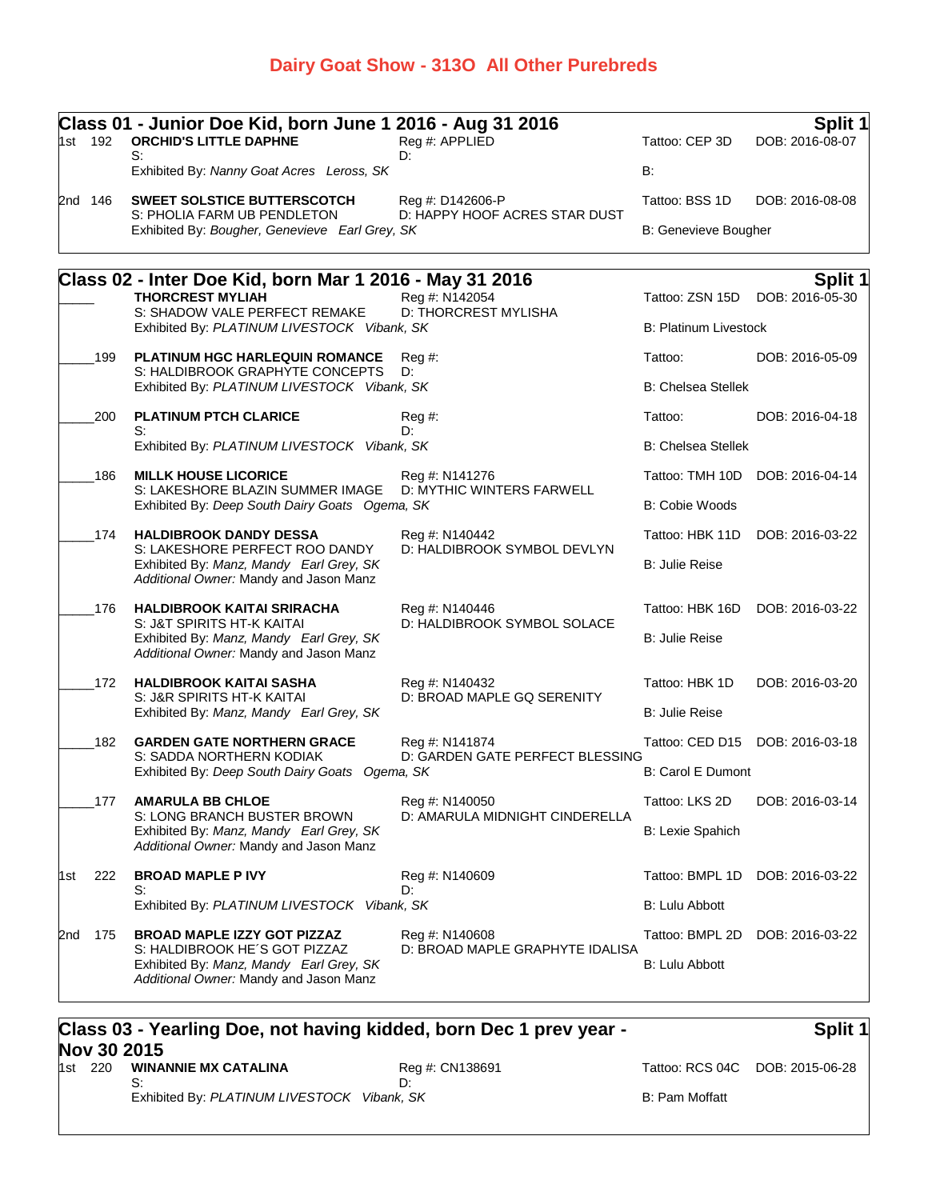# Dairy Goat Show - 313O All Other Purebreds

## Class 01 - Junior Doe Kid, born June 1 2016 - Aug 31 2016 — Split 1

| Place | No. | Name / Sire / Exhibitor | Reg #: / Dam | Tattoo / Breeder | DOB |
|---|---|---|---|---|---|
| 1st | 192 | **ORCHID'S LITTLE DAPHNE**<br>S:<br>Exhibited By: *Nanny Goat Acres Leross, SK* | Reg #: APPLIED<br>D: | Tattoo: CEP 3D<br>B: | DOB: 2016-08-07 |
| 2nd | 146 | **SWEET SOLSTICE BUTTERSCOTCH**<br>S: PHOLIA FARM UB PENDLETON<br>Exhibited By: *Bougher, Genevieve Earl Grey, SK* | Reg #: D142606-P<br>D: HAPPY HOOF ACRES STAR DUST | Tattoo: BSS 1D<br>B: Genevieve Bougher | DOB: 2016-08-08 |

## Class 02 - Inter Doe Kid, born Mar 1 2016 - May 31 2016 — Split 1

| Place | No. | Name / Sire / Exhibitor | Reg #: / Dam | Tattoo / Breeder | DOB |
|---|---|---|---|---|---|
| _____ | | **THORCREST MYLIAH**<br>S: SHADOW VALE PERFECT REMAKE<br>Exhibited By: *PLATINUM LIVESTOCK Vibank, SK* | Reg #: N142054<br>D: THORCREST MYLISHA | Tattoo: ZSN 15D<br>B: Platinum Livestock | DOB: 2016-05-30 |
| _____ | 199 | **PLATINUM HGC HARLEQUIN ROMANCE**<br>S: HALDIBROOK GRAPHYTE CONCEPTS<br>Exhibited By: *PLATINUM LIVESTOCK Vibank, SK* | Reg #:<br>D: | Tattoo:<br>B: Chelsea Stellek | DOB: 2016-05-09 |
| _____ | 200 | **PLATINUM PTCH CLARICE**<br>S:<br>Exhibited By: *PLATINUM LIVESTOCK Vibank, SK* | Reg #:<br>D: | Tattoo:<br>B: Chelsea Stellek | DOB: 2016-04-18 |
| _____ | 186 | **MILLK HOUSE LICORICE**<br>S: LAKESHORE BLAZIN SUMMER IMAGE<br>Exhibited By: *Deep South Dairy Goats Ogema, SK* | Reg #: N141276<br>D: MYTHIC WINTERS FARWELL | Tattoo: TMH 10D<br>B: Cobie Woods | DOB: 2016-04-14 |
| _____ | 174 | **HALDIBROOK DANDY DESSA**<br>S: LAKESHORE PERFECT ROO DANDY<br>Exhibited By: *Manz, Mandy Earl Grey, SK*<br>*Additional Owner:* Mandy and Jason Manz | Reg #: N140442<br>D: HALDIBROOK SYMBOL DEVLYN | Tattoo: HBK 11D<br>B: Julie Reise | DOB: 2016-03-22 |
| _____ | 176 | **HALDIBROOK KAITAI SRIRACHA**<br>S: J&T SPIRITS HT-K KAITAI<br>Exhibited By: *Manz, Mandy Earl Grey, SK*<br>*Additional Owner:* Mandy and Jason Manz | Reg #: N140446<br>D: HALDIBROOK SYMBOL SOLACE | Tattoo: HBK 16D<br>B: Julie Reise | DOB: 2016-03-22 |
| _____ | 172 | **HALDIBROOK KAITAI SASHA**<br>S: J&R SPIRITS HT-K KAITAI<br>Exhibited By: *Manz, Mandy Earl Grey, SK* | Reg #: N140432<br>D: BROAD MAPLE GQ SERENITY | Tattoo: HBK 1D<br>B: Julie Reise | DOB: 2016-03-20 |
| _____ | 182 | **GARDEN GATE NORTHERN GRACE**<br>S: SADDA NORTHERN KODIAK<br>Exhibited By: *Deep South Dairy Goats Ogema, SK* | Reg #: N141874<br>D: GARDEN GATE PERFECT BLESSING | Tattoo: CED D15<br>B: Carol E Dumont | DOB: 2016-03-18 |
| _____ | 177 | **AMARULA BB CHLOE**<br>S: LONG BRANCH BUSTER BROWN<br>Exhibited By: *Manz, Mandy Earl Grey, SK*<br>*Additional Owner:* Mandy and Jason Manz | Reg #: N140050<br>D: AMARULA MIDNIGHT CINDERELLA | Tattoo: LKS 2D<br>B: Lexie Spahich | DOB: 2016-03-14 |
| 1st | 222 | **BROAD MAPLE P IVY**<br>S:<br>Exhibited By: *PLATINUM LIVESTOCK Vibank, SK* | Reg #: N140609<br>D: | Tattoo: BMPL 1D<br>B: Lulu Abbott | DOB: 2016-03-22 |
| 2nd | 175 | **BROAD MAPLE IZZY GOT PIZZAZ**<br>S: HALDIBROOK HE´S GOT PIZZAZ<br>Exhibited By: *Manz, Mandy Earl Grey, SK*<br>*Additional Owner:* Mandy and Jason Manz | Reg #: N140608<br>D: BROAD MAPLE GRAPHYTE IDALISA | Tattoo: BMPL 2D<br>B: Lulu Abbott | DOB: 2016-03-22 |

## Class 03 - Yearling Doe, not having kidded, born Dec 1 prev year - Nov 30 2015 — Split 1

| Place | No. | Name / Sire / Exhibitor | Reg #: / Dam | Tattoo / Breeder | DOB |
|---|---|---|---|---|---|
| 1st | 220 | **WINANNIE MX CATALINA**<br>S:<br>Exhibited By: *PLATINUM LIVESTOCK Vibank, SK* | Reg #: CN138691<br>D: | Tattoo: RCS 04C<br>B: Pam Moffatt | DOB: 2015-06-28 |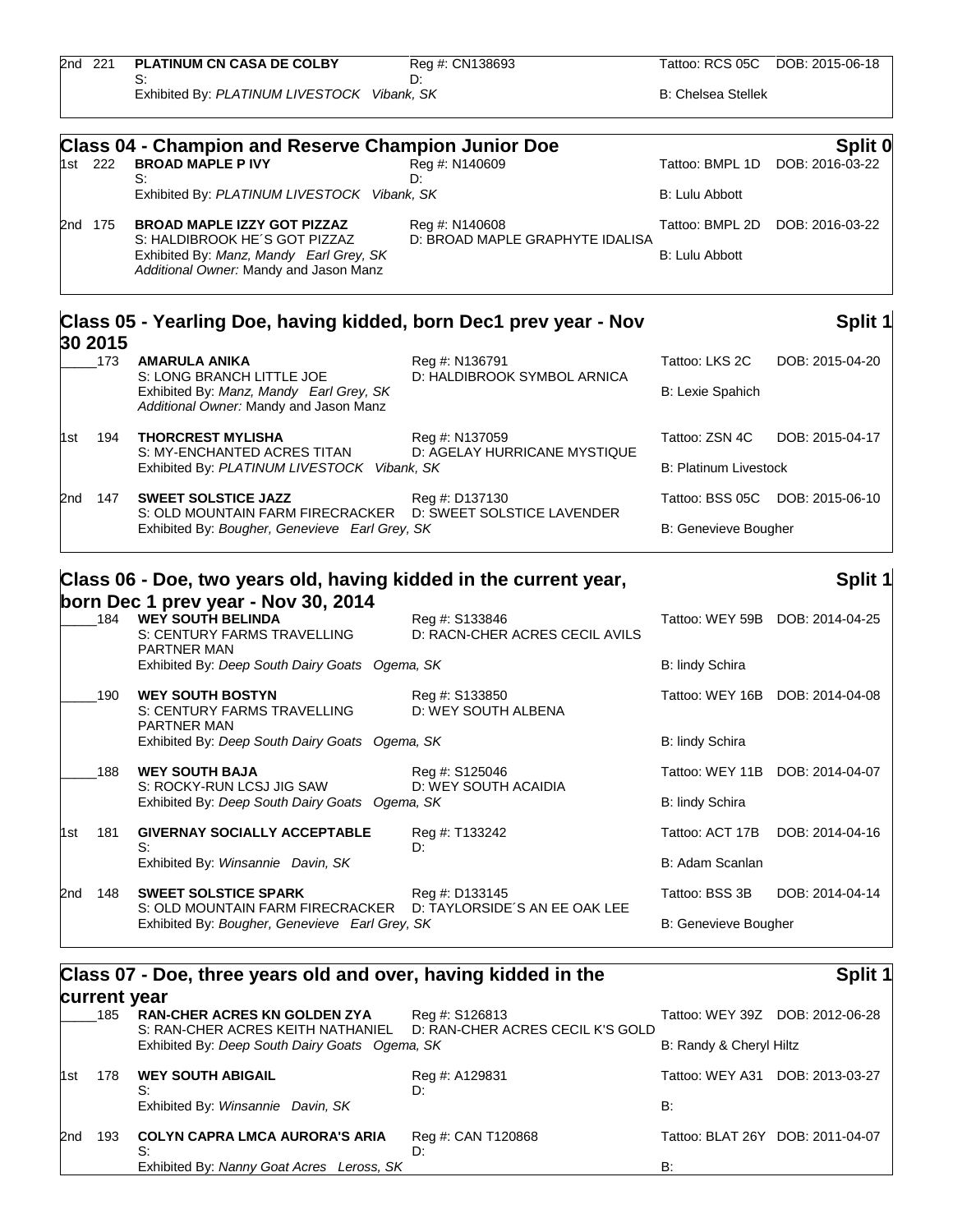| Place | No. | Name | Reg # | Tattoo | DOB |
|---|---|---|---|---|---|
| 2nd | 221 | **PLATINUM CN CASA DE COLBY** | Reg #: CN138693 | Tattoo: RCS 05C | DOB: 2015-06-18 |
| | | S: | D: | | |
| | | Exhibited By: *PLATINUM LIVESTOCK Vibank, SK* | | B: Chelsea Stellek | |

## Class 04 - Champion and Reserve Champion Junior Doe — Split 0

| Place | No. | Name | Reg # | Tattoo | DOB |
|---|---|---|---|---|---|
| 1st | 222 | **BROAD MAPLE P IVY** | Reg #: N140609 | Tattoo: BMPL 1D | DOB: 2016-03-22 |
| | | S: | D: | | |
| | | Exhibited By: *PLATINUM LIVESTOCK Vibank, SK* | | B: Lulu Abbott | |
| 2nd | 175 | **BROAD MAPLE IZZY GOT PIZZAZ** | Reg #: N140608 | Tattoo: BMPL 2D | DOB: 2016-03-22 |
| | | S: HALDIBROOK HE´S GOT PIZZAZ | D: BROAD MAPLE GRAPHYTE IDALISA | | |
| | | Exhibited By: *Manz, Mandy Earl Grey, SK* | | B: Lulu Abbott | |
| | | *Additional Owner:* Mandy and Jason Manz | | | |

## Class 05 - Yearling Doe, having kidded, born Dec1 prev year - Nov 30 2015 — Split 1

| Place | No. | Name | Reg # | Tattoo | DOB |
|---|---|---|---|---|---|
| _____ | 173 | **AMARULA ANIKA** | Reg #: N136791 | Tattoo: LKS 2C | DOB: 2015-04-20 |
| | | S: LONG BRANCH LITTLE JOE | D: HALDIBROOK SYMBOL ARNICA | | |
| | | Exhibited By: *Manz, Mandy Earl Grey, SK* | | B: Lexie Spahich | |
| | | *Additional Owner:* Mandy and Jason Manz | | | |
| 1st | 194 | **THORCREST MYLISHA** | Reg #: N137059 | Tattoo: ZSN 4C | DOB: 2015-04-17 |
| | | S: MY-ENCHANTED ACRES TITAN | D: AGELAY HURRICANE MYSTIQUE | | |
| | | Exhibited By: *PLATINUM LIVESTOCK Vibank, SK* | | B: Platinum Livestock | |
| 2nd | 147 | **SWEET SOLSTICE JAZZ** | Reg #: D137130 | Tattoo: BSS 05C | DOB: 2015-06-10 |
| | | S: OLD MOUNTAIN FARM FIRECRACKER | D: SWEET SOLSTICE LAVENDER | | |
| | | Exhibited By: *Bougher, Genevieve Earl Grey, SK* | | B: Genevieve Bougher | |

## Class 06 - Doe, two years old, having kidded in the current year, born Dec 1 prev year - Nov 30, 2014 — Split 1

| Place | No. | Name | Reg # | Tattoo | DOB |
|---|---|---|---|---|---|
| _____ | 184 | **WEY SOUTH BELINDA** | Reg #: S133846 | Tattoo: WEY 59B | DOB: 2014-04-25 |
| | | S: CENTURY FARMS TRAVELLING PARTNER MAN | D: RACN-CHER ACRES CECIL AVILS | | |
| | | Exhibited By: *Deep South Dairy Goats Ogema, SK* | | B: lindy Schira | |
| _____ | 190 | **WEY SOUTH BOSTYN** | Reg #: S133850 | Tattoo: WEY 16B | DOB: 2014-04-08 |
| | | S: CENTURY FARMS TRAVELLING PARTNER MAN | D: WEY SOUTH ALBENA | | |
| | | Exhibited By: *Deep South Dairy Goats Ogema, SK* | | B: lindy Schira | |
| _____ | 188 | **WEY SOUTH BAJA** | Reg #: S125046 | Tattoo: WEY 11B | DOB: 2014-04-07 |
| | | S: ROCKY-RUN LCSJ JIG SAW | D: WEY SOUTH ACAIDIA | | |
| | | Exhibited By: *Deep South Dairy Goats Ogema, SK* | | B: lindy Schira | |
| 1st | 181 | **GIVERNAY SOCIALLY ACCEPTABLE** | Reg #: T133242 | Tattoo: ACT 17B | DOB: 2014-04-16 |
| | | S: | D: | | |
| | | Exhibited By: *Winsannie Davin, SK* | | B: Adam Scanlan | |
| 2nd | 148 | **SWEET SOLSTICE SPARK** | Reg #: D133145 | Tattoo: BSS 3B | DOB: 2014-04-14 |
| | | S: OLD MOUNTAIN FARM FIRECRACKER | D: TAYLORSIDE´S AN EE OAK LEE | | |
| | | Exhibited By: *Bougher, Genevieve Earl Grey, SK* | | B: Genevieve Bougher | |

## Class 07 - Doe, three years old and over, having kidded in the current year — Split 1

| Place | No. | Name | Reg # | Tattoo | DOB |
|---|---|---|---|---|---|
| _____ | 185 | **RAN-CHER ACRES KN GOLDEN ZYA** | Reg #: S126813 | Tattoo: WEY 39Z | DOB: 2012-06-28 |
| | | S: RAN-CHER ACRES KEITH NATHANIEL | D: RAN-CHER ACRES CECIL K'S GOLD | | |
| | | Exhibited By: *Deep South Dairy Goats Ogema, SK* | | B: Randy & Cheryl Hiltz | |
| 1st | 178 | **WEY SOUTH ABIGAIL** | Reg #: A129831 | Tattoo: WEY A31 | DOB: 2013-03-27 |
| | | S: | D: | | |
| | | Exhibited By: *Winsannie Davin, SK* | | B: | |
| 2nd | 193 | **COLYN CAPRA LMCA AURORA'S ARIA** | Reg #: CAN T120868 | Tattoo: BLAT 26Y | DOB: 2011-04-07 |
| | | S: | D: | | |
| | | Exhibited By: *Nanny Goat Acres Leross, SK* | | B: | |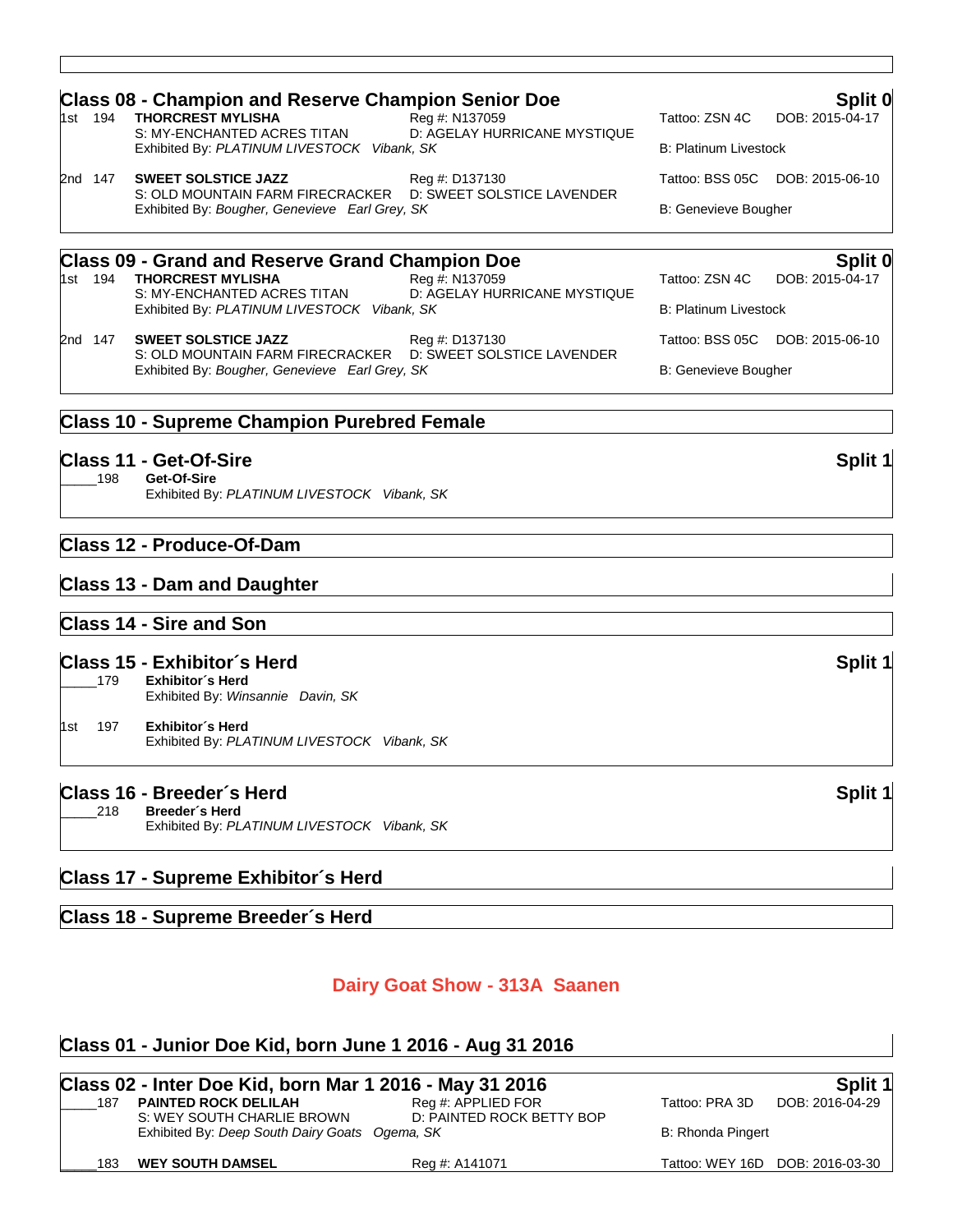## Class 08 - Champion and Reserve Champion Senior Doe

**Split 0**

1st 194 **THORCREST MYLISHA** Reg #: N137059 Tattoo: ZSN 4C DOB: 2015-04-17
S: MY-ENCHANTED ACRES TITAN D: AGELAY HURRICANE MYSTIQUE
Exhibited By: *PLATINUM LIVESTOCK Vibank, SK* B: Platinum Livestock

2nd 147 **SWEET SOLSTICE JAZZ** Reg #: D137130 Tattoo: BSS 05C DOB: 2015-06-10
S: OLD MOUNTAIN FARM FIRECRACKER D: SWEET SOLSTICE LAVENDER
Exhibited By: *Bougher, Genevieve Earl Grey, SK* B: Genevieve Bougher

## Class 09 - Grand and Reserve Grand Champion Doe

**Split 0**

1st 194 **THORCREST MYLISHA** Reg #: N137059 Tattoo: ZSN 4C DOB: 2015-04-17
S: MY-ENCHANTED ACRES TITAN D: AGELAY HURRICANE MYSTIQUE
Exhibited By: *PLATINUM LIVESTOCK Vibank, SK* B: Platinum Livestock

2nd 147 **SWEET SOLSTICE JAZZ** Reg #: D137130 Tattoo: BSS 05C DOB: 2015-06-10
S: OLD MOUNTAIN FARM FIRECRACKER D: SWEET SOLSTICE LAVENDER
Exhibited By: *Bougher, Genevieve Earl Grey, SK* B: Genevieve Bougher

## Class 10 - Supreme Champion Purebred Female

## Class 11 - Get-Of-Sire

**Split 1**

_____198 **Get-Of-Sire**
Exhibited By: *PLATINUM LIVESTOCK Vibank, SK*

## Class 12 - Produce-Of-Dam

## Class 13 - Dam and Daughter

## Class 14 - Sire and Son

## Class 15 - Exhibitor´s Herd

**Split 1**

_____179 **Exhibitor´s Herd**
Exhibited By: *Winsannie Davin, SK*

1st 197 **Exhibitor´s Herd**
Exhibited By: *PLATINUM LIVESTOCK Vibank, SK*

## Class 16 - Breeder´s Herd

**Split 1**

_____218 **Breeder´s Herd**
Exhibited By: *PLATINUM LIVESTOCK Vibank, SK*

## Class 17 - Supreme Exhibitor´s Herd

## Class 18 - Supreme Breeder´s Herd

# Dairy Goat Show - 313A Saanen

## Class 01 - Junior Doe Kid, born June 1 2016 - Aug 31 2016

## Class 02 - Inter Doe Kid, born Mar 1 2016 - May 31 2016

**Split 1**

_____187 **PAINTED ROCK DELILAH** Reg #: APPLIED FOR Tattoo: PRA 3D DOB: 2016-04-29
S: WEY SOUTH CHARLIE BROWN D: PAINTED ROCK BETTY BOP
Exhibited By: *Deep South Dairy Goats Ogema, SK* B: Rhonda Pingert

_____183 **WEY SOUTH DAMSEL** Reg #: A141071 Tattoo: WEY 16D DOB: 2016-03-30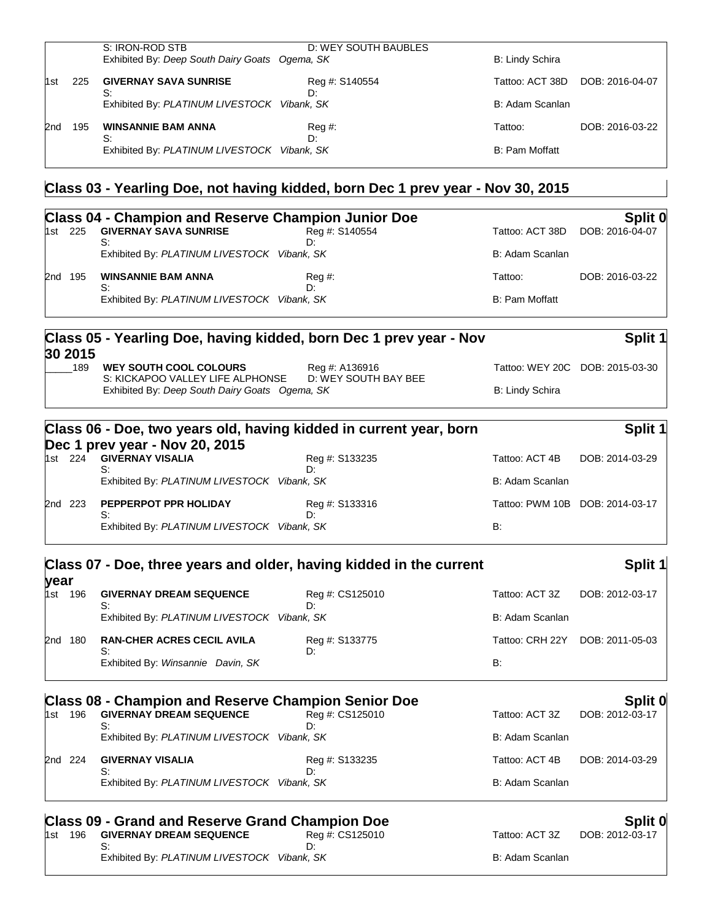| | | | | | |
|---|---|---|---|---|---|
| | | S: IRON-ROD STB | D: WEY SOUTH BAUBLES | | |
| | | Exhibited By: *Deep South Dairy Goats Ogema, SK* | | B: Lindy Schira | |
| 1st | 225 | **GIVERNAY SAVA SUNRISE** | Reg #: S140554 | Tattoo: ACT 38D | DOB: 2016-04-07 |
| | | S: | D: | | |
| | | Exhibited By: *PLATINUM LIVESTOCK Vibank, SK* | | B: Adam Scanlan | |
| 2nd | 195 | **WINSANNIE BAM ANNA** | Reg #: | Tattoo: | DOB: 2016-03-22 |
| | | S: | D: | | |
| | | Exhibited By: *PLATINUM LIVESTOCK Vibank, SK* | | B: Pam Moffatt | |

## Class 03 - Yearling Doe, not having kidded, born Dec 1 prev year - Nov 30, 2015

## Class 04 - Champion and Reserve Champion Junior Doe — Split 0

| | | | | | |
|---|---|---|---|---|---|
| 1st | 225 | **GIVERNAY SAVA SUNRISE** | Reg #: S140554 | Tattoo: ACT 38D | DOB: 2016-04-07 |
| | | S: | D: | | |
| | | Exhibited By: *PLATINUM LIVESTOCK Vibank, SK* | | B: Adam Scanlan | |
| 2nd | 195 | **WINSANNIE BAM ANNA** | Reg #: | Tattoo: | DOB: 2016-03-22 |
| | | S: | D: | | |
| | | Exhibited By: *PLATINUM LIVESTOCK Vibank, SK* | | B: Pam Moffatt | |

## Class 05 - Yearling Doe, having kidded, born Dec 1 prev year - Nov 30 2015 — Split 1

| | | | | | |
|---|---|---|---|---|---|
| _____ | 189 | **WEY SOUTH COOL COLOURS** | Reg #: A136916 | Tattoo: WEY 20C | DOB: 2015-03-30 |
| | | S: KICKAPOO VALLEY LIFE ALPHONSE | D: WEY SOUTH BAY BEE | | |
| | | Exhibited By: *Deep South Dairy Goats Ogema, SK* | | B: Lindy Schira | |

## Class 06 - Doe, two years old, having kidded in current year, born Dec 1 prev year - Nov 20, 2015 — Split 1

| | | | | | |
|---|---|---|---|---|---|
| 1st | 224 | **GIVERNAY VISALIA** | Reg #: S133235 | Tattoo: ACT 4B | DOB: 2014-03-29 |
| | | S: | D: | | |
| | | Exhibited By: *PLATINUM LIVESTOCK Vibank, SK* | | B: Adam Scanlan | |
| 2nd | 223 | **PEPPERPOT PPR HOLIDAY** | Reg #: S133316 | Tattoo: PWM 10B | DOB: 2014-03-17 |
| | | S: | D: | | |
| | | Exhibited By: *PLATINUM LIVESTOCK Vibank, SK* | | B: | |

## Class 07 - Doe, three years and older, having kidded in the current year — Split 1

| | | | | | |
|---|---|---|---|---|---|
| 1st | 196 | **GIVERNAY DREAM SEQUENCE** | Reg #: CS125010 | Tattoo: ACT 3Z | DOB: 2012-03-17 |
| | | S: | D: | | |
| | | Exhibited By: *PLATINUM LIVESTOCK Vibank, SK* | | B: Adam Scanlan | |
| 2nd | 180 | **RAN-CHER ACRES CECIL AVILA** | Reg #: S133775 | Tattoo: CRH 22Y | DOB: 2011-05-03 |
| | | S: | D: | | |
| | | Exhibited By: *Winsannie Davin, SK* | | B: | |

## Class 08 - Champion and Reserve Champion Senior Doe — Split 0

| | | | | | |
|---|---|---|---|---|---|
| 1st | 196 | **GIVERNAY DREAM SEQUENCE** | Reg #: CS125010 | Tattoo: ACT 3Z | DOB: 2012-03-17 |
| | | S: | D: | | |
| | | Exhibited By: *PLATINUM LIVESTOCK Vibank, SK* | | B: Adam Scanlan | |
| 2nd | 224 | **GIVERNAY VISALIA** | Reg #: S133235 | Tattoo: ACT 4B | DOB: 2014-03-29 |
| | | S: | D: | | |
| | | Exhibited By: *PLATINUM LIVESTOCK Vibank, SK* | | B: Adam Scanlan | |

## Class 09 - Grand and Reserve Grand Champion Doe — Split 0

| | | | | | |
|---|---|---|---|---|---|
| 1st | 196 | **GIVERNAY DREAM SEQUENCE** | Reg #: CS125010 | Tattoo: ACT 3Z | DOB: 2012-03-17 |
| | | S: | D: | | |
| | | Exhibited By: *PLATINUM LIVESTOCK Vibank, SK* | | B: Adam Scanlan | |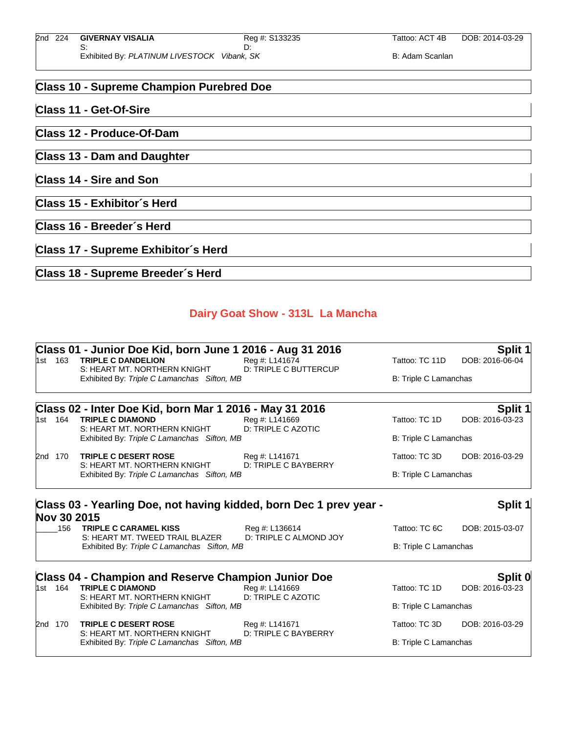2nd 224 **GIVERNAY VISALIA** Reg #: S133235 Tattoo: ACT 4B DOB: 2014-03-29
S: D:
Exhibited By: *PLATINUM LIVESTOCK Vibank, SK* B: Adam Scanlan

## Class 10 - Supreme Champion Purebred Doe

## Class 11 - Get-Of-Sire

## Class 12 - Produce-Of-Dam

## Class 13 - Dam and Daughter

## Class 14 - Sire and Son

## Class 15 - Exhibitor´s Herd

## Class 16 - Breeder´s Herd

## Class 17 - Supreme Exhibitor´s Herd

## Class 18 - Supreme Breeder´s Herd

# Dairy Goat Show - 313L La Mancha

## Class 01 - Junior Doe Kid, born June 1 2016 - Aug 31 2016 — Split 1

1st 163 **TRIPLE C DANDELION** Reg #: L141674 Tattoo: TC 11D DOB: 2016-06-04
S: HEART MT. NORTHERN KNIGHT D: TRIPLE C BUTTERCUP
Exhibited By: *Triple C Lamanchas Sifton, MB* B: Triple C Lamanchas

## Class 02 - Inter Doe Kid, born Mar 1 2016 - May 31 2016 — Split 1

1st 164 **TRIPLE C DIAMOND** Reg #: L141669 Tattoo: TC 1D DOB: 2016-03-23
S: HEART MT. NORTHERN KNIGHT D: TRIPLE C AZOTIC
Exhibited By: *Triple C Lamanchas Sifton, MB* B: Triple C Lamanchas

2nd 170 **TRIPLE C DESERT ROSE** Reg #: L141671 Tattoo: TC 3D DOB: 2016-03-29
S: HEART MT. NORTHERN KNIGHT D: TRIPLE C BAYBERRY
Exhibited By: *Triple C Lamanchas Sifton, MB* B: Triple C Lamanchas

## Class 03 - Yearling Doe, not having kidded, born Dec 1 prev year - Nov 30 2015 — Split 1

_____ 156 **TRIPLE C CARAMEL KISS** Reg #: L136614 Tattoo: TC 6C DOB: 2015-03-07
S: HEART MT. TWEED TRAIL BLAZER D: TRIPLE C ALMOND JOY
Exhibited By: *Triple C Lamanchas Sifton, MB* B: Triple C Lamanchas

## Class 04 - Champion and Reserve Champion Junior Doe — Split 0

1st 164 **TRIPLE C DIAMOND** Reg #: L141669 Tattoo: TC 1D DOB: 2016-03-23
S: HEART MT. NORTHERN KNIGHT D: TRIPLE C AZOTIC
Exhibited By: *Triple C Lamanchas Sifton, MB* B: Triple C Lamanchas

2nd 170 **TRIPLE C DESERT ROSE** Reg #: L141671 Tattoo: TC 3D DOB: 2016-03-29
S: HEART MT. NORTHERN KNIGHT D: TRIPLE C BAYBERRY
Exhibited By: *Triple C Lamanchas Sifton, MB* B: Triple C Lamanchas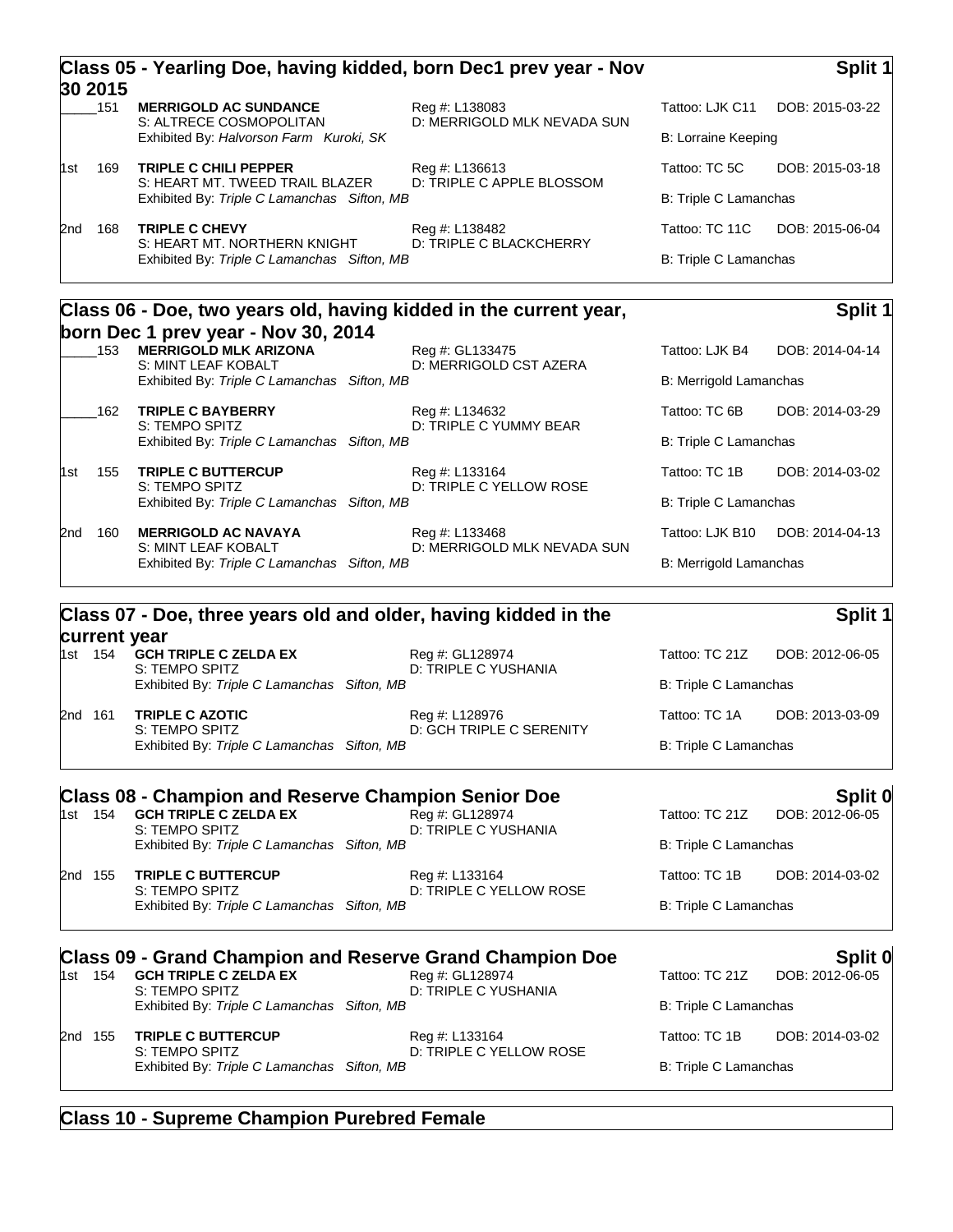## Class 05 - Yearling Doe, having kidded, born Dec1 prev year - Nov 30 2015

**Split 1**

| Place | No. | Name | Reg #/Dam | Tattoo | DOB/Breeder |
|---|---|---|---|---|---|
| _____ | 151 | **MERRIGOLD AC SUNDANCE** | Reg #: L138083 | Tattoo: LJK C11 | DOB: 2015-03-22 |
| | | S: ALTRECE COSMOPOLITAN | D: MERRIGOLD MLK NEVADA SUN | | |
| | | Exhibited By: *Halvorson Farm Kuroki, SK* | | B: Lorraine Keeping | |
| 1st | 169 | **TRIPLE C CHILI PEPPER** | Reg #: L136613 | Tattoo: TC 5C | DOB: 2015-03-18 |
| | | S: HEART MT. TWEED TRAIL BLAZER | D: TRIPLE C APPLE BLOSSOM | | |
| | | Exhibited By: *Triple C Lamanchas Sifton, MB* | | B: Triple C Lamanchas | |
| 2nd | 168 | **TRIPLE C CHEVY** | Reg #: L138482 | Tattoo: TC 11C | DOB: 2015-06-04 |
| | | S: HEART MT. NORTHERN KNIGHT | D: TRIPLE C BLACKCHERRY | | |
| | | Exhibited By: *Triple C Lamanchas Sifton, MB* | | B: Triple C Lamanchas | |

## Class 06 - Doe, two years old, having kidded in the current year, born Dec 1 prev year - Nov 30, 2014

**Split 1**

| Place | No. | Name | Reg #/Dam | Tattoo | DOB/Breeder |
|---|---|---|---|---|---|
| _____ | 153 | **MERRIGOLD MLK ARIZONA** | Reg #: GL133475 | Tattoo: LJK B4 | DOB: 2014-04-14 |
| | | S: MINT LEAF KOBALT | D: MERRIGOLD CST AZERA | | |
| | | Exhibited By: *Triple C Lamanchas Sifton, MB* | | B: Merrigold Lamanchas | |
| _____ | 162 | **TRIPLE C BAYBERRY** | Reg #: L134632 | Tattoo: TC 6B | DOB: 2014-03-29 |
| | | S: TEMPO SPITZ | D: TRIPLE C YUMMY BEAR | | |
| | | Exhibited By: *Triple C Lamanchas Sifton, MB* | | B: Triple C Lamanchas | |
| 1st | 155 | **TRIPLE C BUTTERCUP** | Reg #: L133164 | Tattoo: TC 1B | DOB: 2014-03-02 |
| | | S: TEMPO SPITZ | D: TRIPLE C YELLOW ROSE | | |
| | | Exhibited By: *Triple C Lamanchas Sifton, MB* | | B: Triple C Lamanchas | |
| 2nd | 160 | **MERRIGOLD AC NAVAYA** | Reg #: L133468 | Tattoo: LJK B10 | DOB: 2014-04-13 |
| | | S: MINT LEAF KOBALT | D: MERRIGOLD MLK NEVADA SUN | | |
| | | Exhibited By: *Triple C Lamanchas Sifton, MB* | | B: Merrigold Lamanchas | |

## Class 07 - Doe, three years old and older, having kidded in the current year

**Split 1**

| Place | No. | Name | Reg #/Dam | Tattoo | DOB/Breeder |
|---|---|---|---|---|---|
| 1st | 154 | **GCH TRIPLE C ZELDA EX** | Reg #: GL128974 | Tattoo: TC 21Z | DOB: 2012-06-05 |
| | | S: TEMPO SPITZ | D: TRIPLE C YUSHANIA | | |
| | | Exhibited By: *Triple C Lamanchas Sifton, MB* | | B: Triple C Lamanchas | |
| 2nd | 161 | **TRIPLE C AZOTIC** | Reg #: L128976 | Tattoo: TC 1A | DOB: 2013-03-09 |
| | | S: TEMPO SPITZ | D: GCH TRIPLE C SERENITY | | |
| | | Exhibited By: *Triple C Lamanchas Sifton, MB* | | B: Triple C Lamanchas | |

## Class 08 - Champion and Reserve Champion Senior Doe

**Split 0**

| Place | No. | Name | Reg #/Dam | Tattoo | DOB/Breeder |
|---|---|---|---|---|---|
| 1st | 154 | **GCH TRIPLE C ZELDA EX** | Reg #: GL128974 | Tattoo: TC 21Z | DOB: 2012-06-05 |
| | | S: TEMPO SPITZ | D: TRIPLE C YUSHANIA | | |
| | | Exhibited By: *Triple C Lamanchas Sifton, MB* | | B: Triple C Lamanchas | |
| 2nd | 155 | **TRIPLE C BUTTERCUP** | Reg #: L133164 | Tattoo: TC 1B | DOB: 2014-03-02 |
| | | S: TEMPO SPITZ | D: TRIPLE C YELLOW ROSE | | |
| | | Exhibited By: *Triple C Lamanchas Sifton, MB* | | B: Triple C Lamanchas | |

## Class 09 - Grand Champion and Reserve Grand Champion Doe

**Split 0**

| Place | No. | Name | Reg #/Dam | Tattoo | DOB/Breeder |
|---|---|---|---|---|---|
| 1st | 154 | **GCH TRIPLE C ZELDA EX** | Reg #: GL128974 | Tattoo: TC 21Z | DOB: 2012-06-05 |
| | | S: TEMPO SPITZ | D: TRIPLE C YUSHANIA | | |
| | | Exhibited By: *Triple C Lamanchas Sifton, MB* | | B: Triple C Lamanchas | |
| 2nd | 155 | **TRIPLE C BUTTERCUP** | Reg #: L133164 | Tattoo: TC 1B | DOB: 2014-03-02 |
| | | S: TEMPO SPITZ | D: TRIPLE C YELLOW ROSE | | |
| | | Exhibited By: *Triple C Lamanchas Sifton, MB* | | B: Triple C Lamanchas | |

## Class 10 - Supreme Champion Purebred Female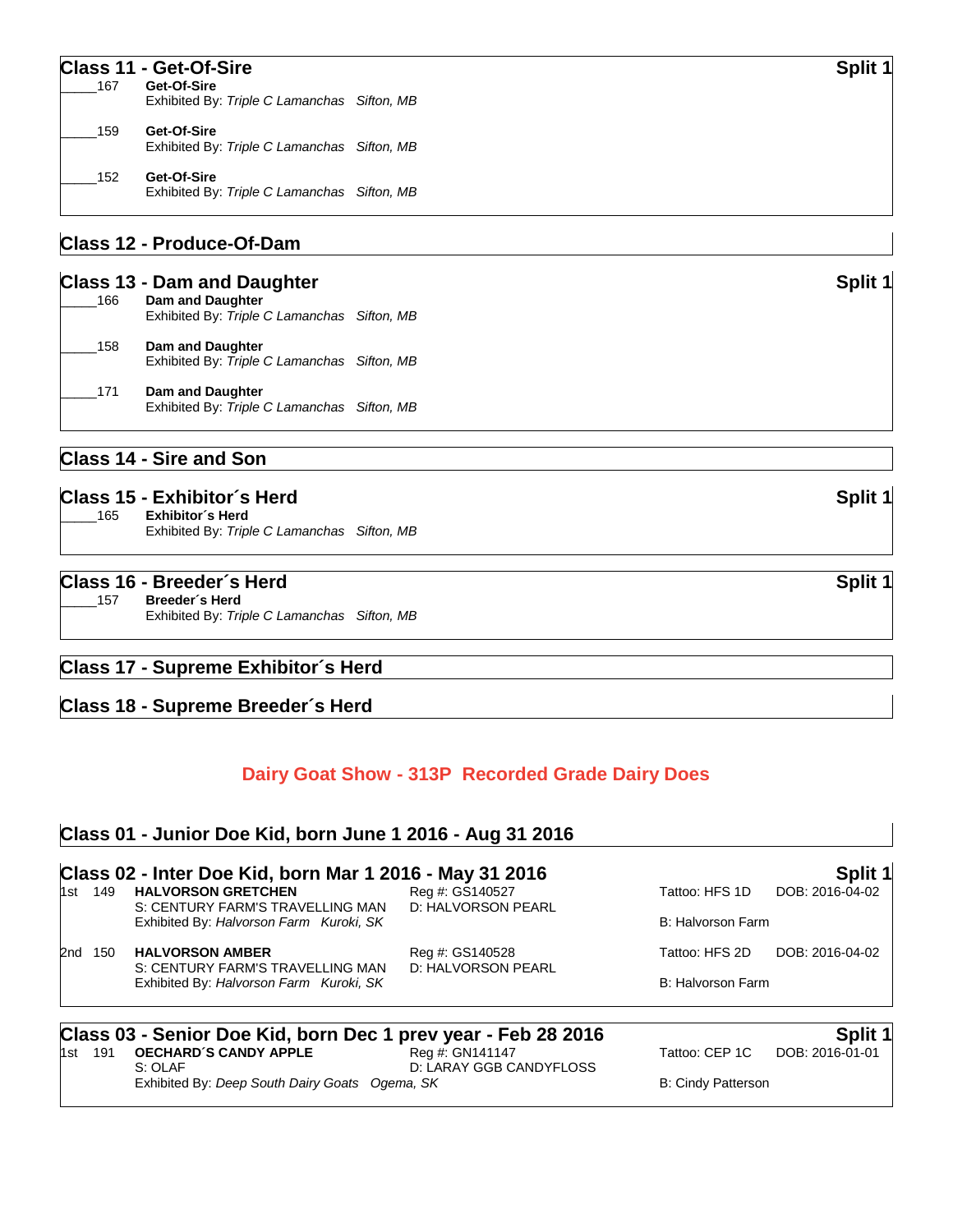## Class 11 - Get-Of-Sire

**Split 1**

_____167 **Get-Of-Sire**
Exhibited By: *Triple C Lamanchas Sifton, MB*

_____159 **Get-Of-Sire**
Exhibited By: *Triple C Lamanchas Sifton, MB*

_____152 **Get-Of-Sire**
Exhibited By: *Triple C Lamanchas Sifton, MB*

## Class 12 - Produce-Of-Dam

## Class 13 - Dam and Daughter

**Split 1**

_____166 **Dam and Daughter**
Exhibited By: *Triple C Lamanchas Sifton, MB*

_____158 **Dam and Daughter**
Exhibited By: *Triple C Lamanchas Sifton, MB*

_____171 **Dam and Daughter**
Exhibited By: *Triple C Lamanchas Sifton, MB*

## Class 14 - Sire and Son

## Class 15 - Exhibitor´s Herd

**Split 1**

_____165 **Exhibitor´s Herd**
Exhibited By: *Triple C Lamanchas Sifton, MB*

## Class 16 - Breeder´s Herd

**Split 1**

_____157 **Breeder´s Herd**
Exhibited By: *Triple C Lamanchas Sifton, MB*

## Class 17 - Supreme Exhibitor´s Herd

## Class 18 - Supreme Breeder´s Herd

# Dairy Goat Show - 313P Recorded Grade Dairy Does

## Class 01 - Junior Doe Kid, born June 1 2016 - Aug 31 2016

## Class 02 - Inter Doe Kid, born Mar 1 2016 - May 31 2016

**Split 1**

1st 149 **HALVORSON GRETCHEN** Reg #: GS140527 Tattoo: HFS 1D DOB: 2016-04-02
S: CENTURY FARM'S TRAVELLING MAN D: HALVORSON PEARL
Exhibited By: *Halvorson Farm Kuroki, SK* B: Halvorson Farm

2nd 150 **HALVORSON AMBER** Reg #: GS140528 Tattoo: HFS 2D DOB: 2016-04-02
S: CENTURY FARM'S TRAVELLING MAN D: HALVORSON PEARL
Exhibited By: *Halvorson Farm Kuroki, SK* B: Halvorson Farm

## Class 03 - Senior Doe Kid, born Dec 1 prev year - Feb 28 2016

**Split 1**

1st 191 **OECHARD´S CANDY APPLE** Reg #: GN141147 Tattoo: CEP 1C DOB: 2016-01-01
S: OLAF D: LARAY GGB CANDYFLOSS
Exhibited By: *Deep South Dairy Goats Ogema, SK* B: Cindy Patterson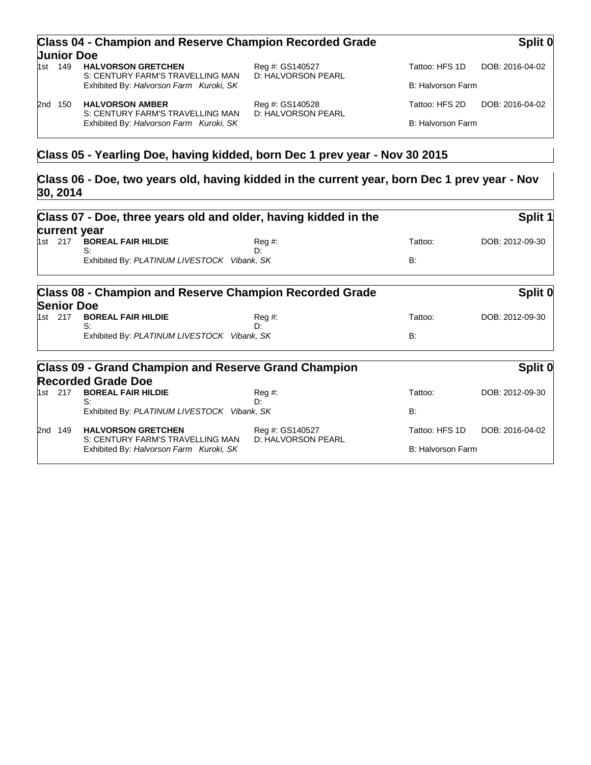## Class 04 - Champion and Reserve Champion Recorded Grade Junior Doe

**Split 0**

| | | | | | |
|---|---|---|---|---|---|
| 1st | 149 | **HALVORSON GRETCHEN**<br>S: CENTURY FARM'S TRAVELLING MAN<br>Exhibited By: *Halvorson Farm Kuroki, SK* | Reg #: GS140527<br>D: HALVORSON PEARL | Tattoo: HFS 1D<br>B: Halvorson Farm | DOB: 2016-04-02 |
| 2nd | 150 | **HALVORSON AMBER**<br>S: CENTURY FARM'S TRAVELLING MAN<br>Exhibited By: *Halvorson Farm Kuroki, SK* | Reg #: GS140528<br>D: HALVORSON PEARL | Tattoo: HFS 2D<br>B: Halvorson Farm | DOB: 2016-04-02 |

## Class 05 - Yearling Doe, having kidded, born Dec 1 prev year - Nov 30 2015

## Class 06 - Doe, two years old, having kidded in the current year, born Dec 1 prev year - Nov 30, 2014

## Class 07 - Doe, three years old and older, having kidded in the current year

**Split 1**

| | | | | | |
|---|---|---|---|---|---|
| 1st | 217 | **BOREAL FAIR HILDIE**<br>S:<br>Exhibited By: *PLATINUM LIVESTOCK Vibank, SK* | Reg #:<br>D: | Tattoo:<br>B: | DOB: 2012-09-30 |

## Class 08 - Champion and Reserve Champion Recorded Grade Senior Doe

**Split 0**

| | | | | | |
|---|---|---|---|---|---|
| 1st | 217 | **BOREAL FAIR HILDIE**<br>S:<br>Exhibited By: *PLATINUM LIVESTOCK Vibank, SK* | Reg #:<br>D: | Tattoo:<br>B: | DOB: 2012-09-30 |

## Class 09 - Grand Champion and Reserve Grand Champion Recorded Grade Doe

**Split 0**

| | | | | | |
|---|---|---|---|---|---|
| 1st | 217 | **BOREAL FAIR HILDIE**<br>S:<br>Exhibited By: *PLATINUM LIVESTOCK Vibank, SK* | Reg #:<br>D: | Tattoo:<br>B: | DOB: 2012-09-30 |
| 2nd | 149 | **HALVORSON GRETCHEN**<br>S: CENTURY FARM'S TRAVELLING MAN<br>Exhibited By: *Halvorson Farm Kuroki, SK* | Reg #: GS140527<br>D: HALVORSON PEARL | Tattoo: HFS 1D<br>B: Halvorson Farm | DOB: 2016-04-02 |